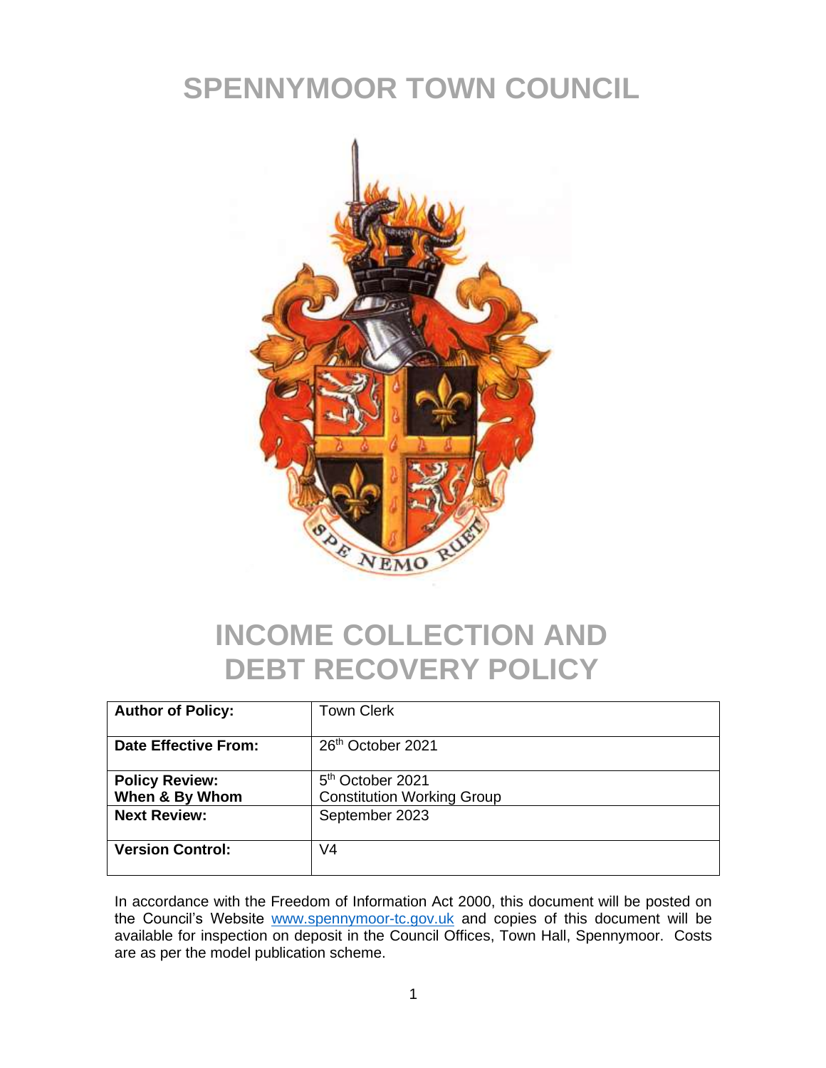# SPENNYMOOR TOWN COUNCIL

# INCOME COLLECTION AND DEBT RECOVERY POLICY

| **Author of Policy:** | Town Clerk |
| --- | --- |
| **Date Effective From:** | 26th October 2021 |
| **Policy Review: When & By Whom** | 5th October 2021 Constitution Working Group |
| **Next Review:** | September 2023 |
| **Version Control:** | V4 |

In accordance with the Freedom of Information Act 2000, this document will be posted on the Council's Website www.spennymoor-tc.gov.uk and copies of this document will be available for inspection on deposit in the Council Offices, Town Hall, Spennymoor. Costs are as per the model publication scheme.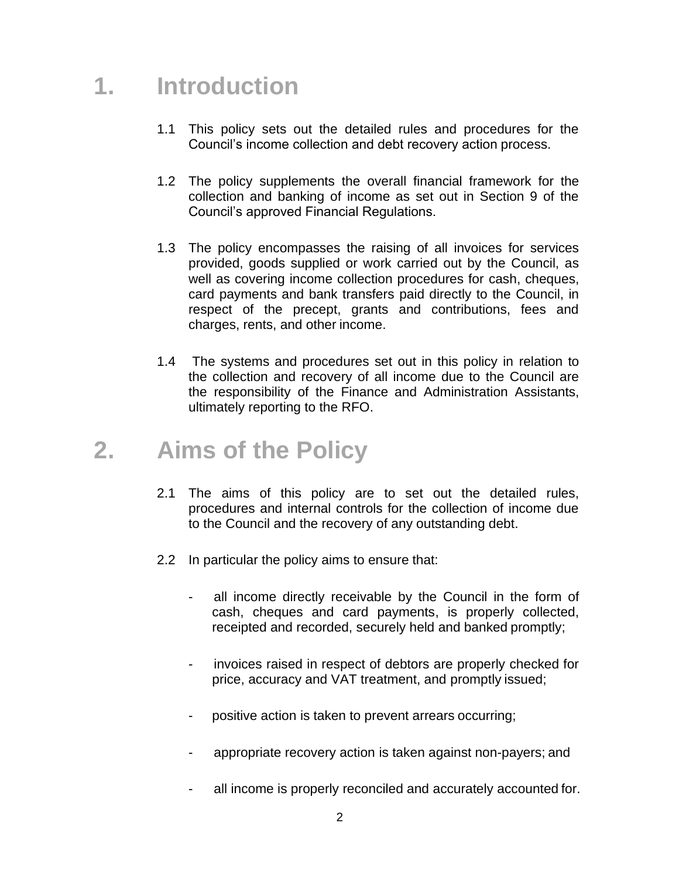# 1. Introduction

1.1 This policy sets out the detailed rules and procedures for the Council's income collection and debt recovery action process.

1.2 The policy supplements the overall financial framework for the collection and banking of income as set out in Section 9 of the Council's approved Financial Regulations.

1.3 The policy encompasses the raising of all invoices for services provided, goods supplied or work carried out by the Council, as well as covering income collection procedures for cash, cheques, card payments and bank transfers paid directly to the Council, in respect of the precept, grants and contributions, fees and charges, rents, and other income.

1.4 The systems and procedures set out in this policy in relation to the collection and recovery of all income due to the Council are the responsibility of the Finance and Administration Assistants, ultimately reporting to the RFO.

# 2. Aims of the Policy

2.1 The aims of this policy are to set out the detailed rules, procedures and internal controls for the collection of income due to the Council and the recovery of any outstanding debt.

2.2 In particular the policy aims to ensure that:

- all income directly receivable by the Council in the form of cash, cheques and card payments, is properly collected, receipted and recorded, securely held and banked promptly;
- invoices raised in respect of debtors are properly checked for price, accuracy and VAT treatment, and promptly issued;
- positive action is taken to prevent arrears occurring;
- appropriate recovery action is taken against non-payers; and
- all income is properly reconciled and accurately accounted for.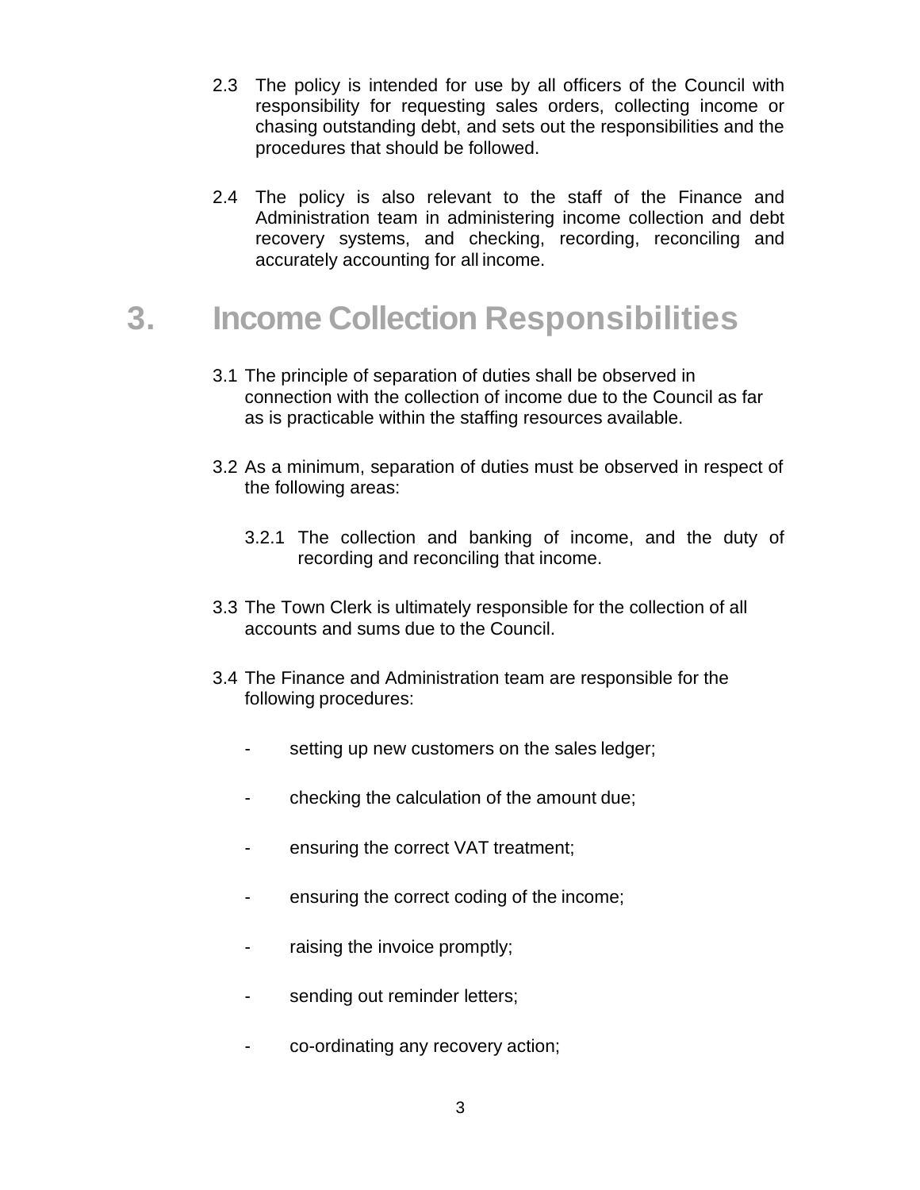2.3 The policy is intended for use by all officers of the Council with responsibility for requesting sales orders, collecting income or chasing outstanding debt, and sets out the responsibilities and the procedures that should be followed.

2.4 The policy is also relevant to the staff of the Finance and Administration team in administering income collection and debt recovery systems, and checking, recording, reconciling and accurately accounting for all income.

# 3. Income Collection Responsibilities

3.1 The principle of separation of duties shall be observed in connection with the collection of income due to the Council as far as is practicable within the staffing resources available.

3.2 As a minimum, separation of duties must be observed in respect of the following areas:

3.2.1 The collection and banking of income, and the duty of recording and reconciling that income.

3.3 The Town Clerk is ultimately responsible for the collection of all accounts and sums due to the Council.

3.4 The Finance and Administration team are responsible for the following procedures:

- setting up new customers on the sales ledger;
- checking the calculation of the amount due;
- ensuring the correct VAT treatment;
- ensuring the correct coding of the income;
- raising the invoice promptly;
- sending out reminder letters;
- co-ordinating any recovery action;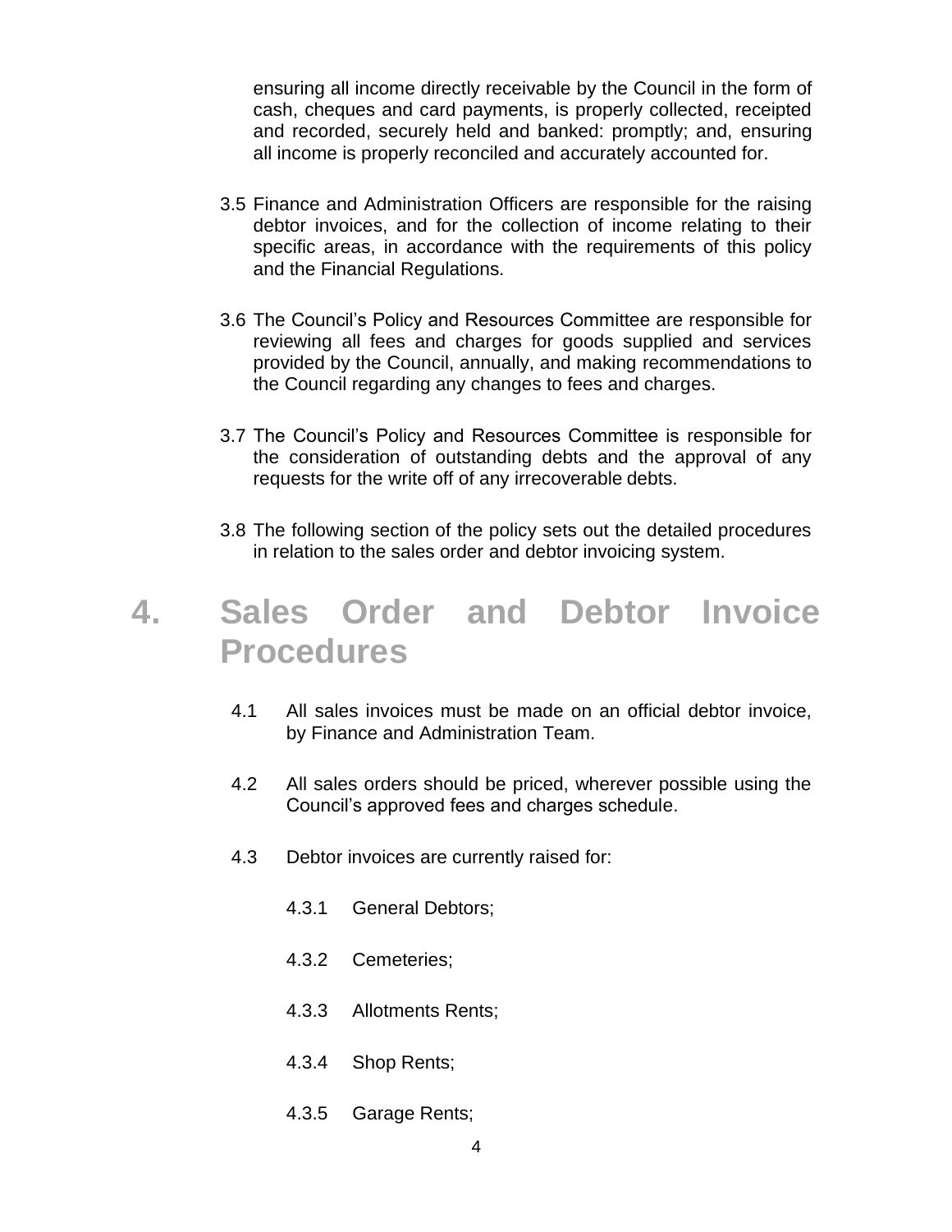ensuring all income directly receivable by the Council in the form of cash, cheques and card payments, is properly collected, receipted and recorded, securely held and banked: promptly; and, ensuring all income is properly reconciled and accurately accounted for.

3.5 Finance and Administration Officers are responsible for the raising debtor invoices, and for the collection of income relating to their specific areas, in accordance with the requirements of this policy and the Financial Regulations.

3.6 The Council's Policy and Resources Committee are responsible for reviewing all fees and charges for goods supplied and services provided by the Council, annually, and making recommendations to the Council regarding any changes to fees and charges.

3.7 The Council's Policy and Resources Committee is responsible for the consideration of outstanding debts and the approval of any requests for the write off of any irrecoverable debts.

3.8 The following section of the policy sets out the detailed procedures in relation to the sales order and debtor invoicing system.

# 4. Sales Order and Debtor Invoice Procedures

4.1 All sales invoices must be made on an official debtor invoice, by Finance and Administration Team.

4.2 All sales orders should be priced, wherever possible using the Council's approved fees and charges schedule.

4.3 Debtor invoices are currently raised for:

4.3.1 General Debtors;

4.3.2 Cemeteries;

4.3.3 Allotments Rents;

4.3.4 Shop Rents;

4.3.5 Garage Rents;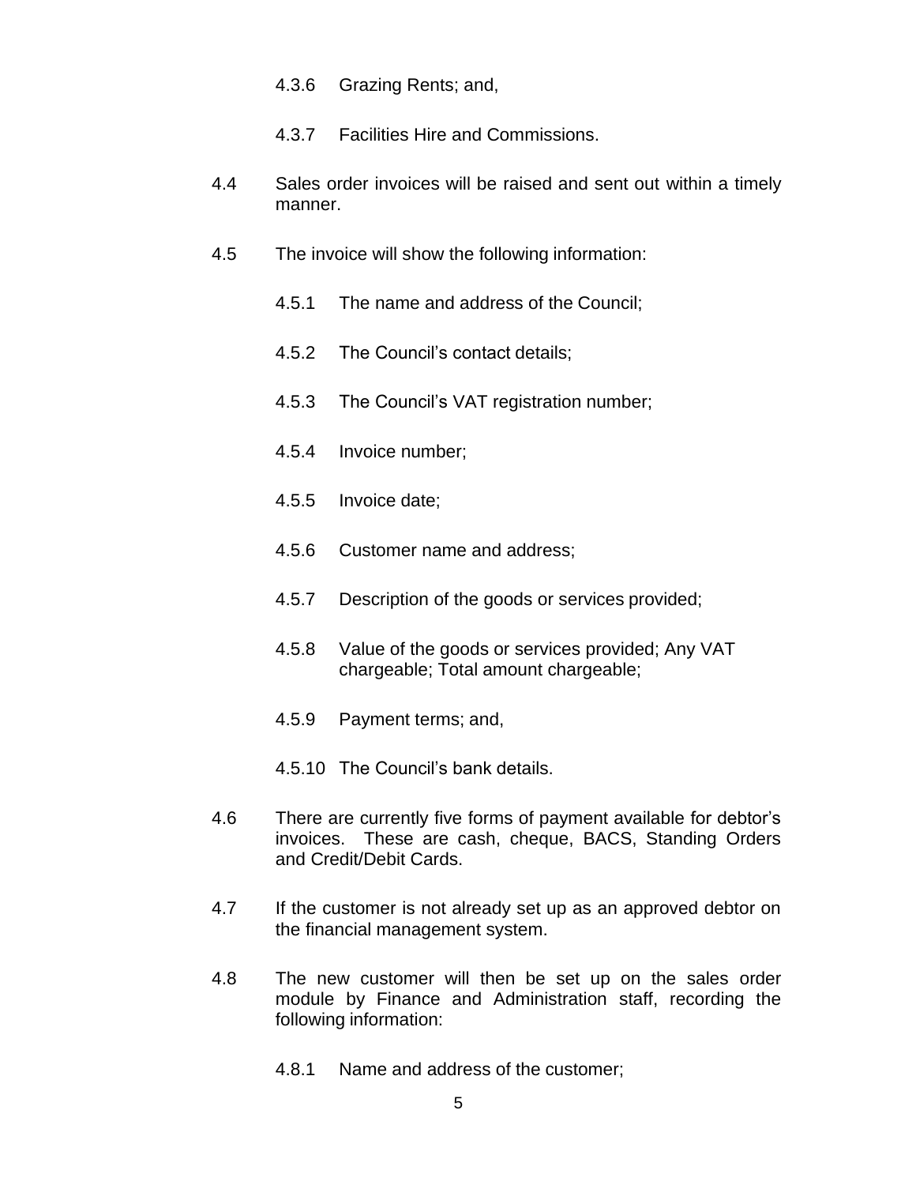4.3.6 Grazing Rents; and,

4.3.7 Facilities Hire and Commissions.

4.4 Sales order invoices will be raised and sent out within a timely manner.

4.5 The invoice will show the following information:

4.5.1 The name and address of the Council;

4.5.2 The Council's contact details;

4.5.3 The Council's VAT registration number;

4.5.4 Invoice number;

4.5.5 Invoice date;

4.5.6 Customer name and address;

4.5.7 Description of the goods or services provided;

4.5.8 Value of the goods or services provided; Any VAT chargeable; Total amount chargeable;

4.5.9 Payment terms; and,

4.5.10 The Council's bank details.

4.6 There are currently five forms of payment available for debtor's invoices. These are cash, cheque, BACS, Standing Orders and Credit/Debit Cards.

4.7 If the customer is not already set up as an approved debtor on the financial management system.

4.8 The new customer will then be set up on the sales order module by Finance and Administration staff, recording the following information:

4.8.1 Name and address of the customer;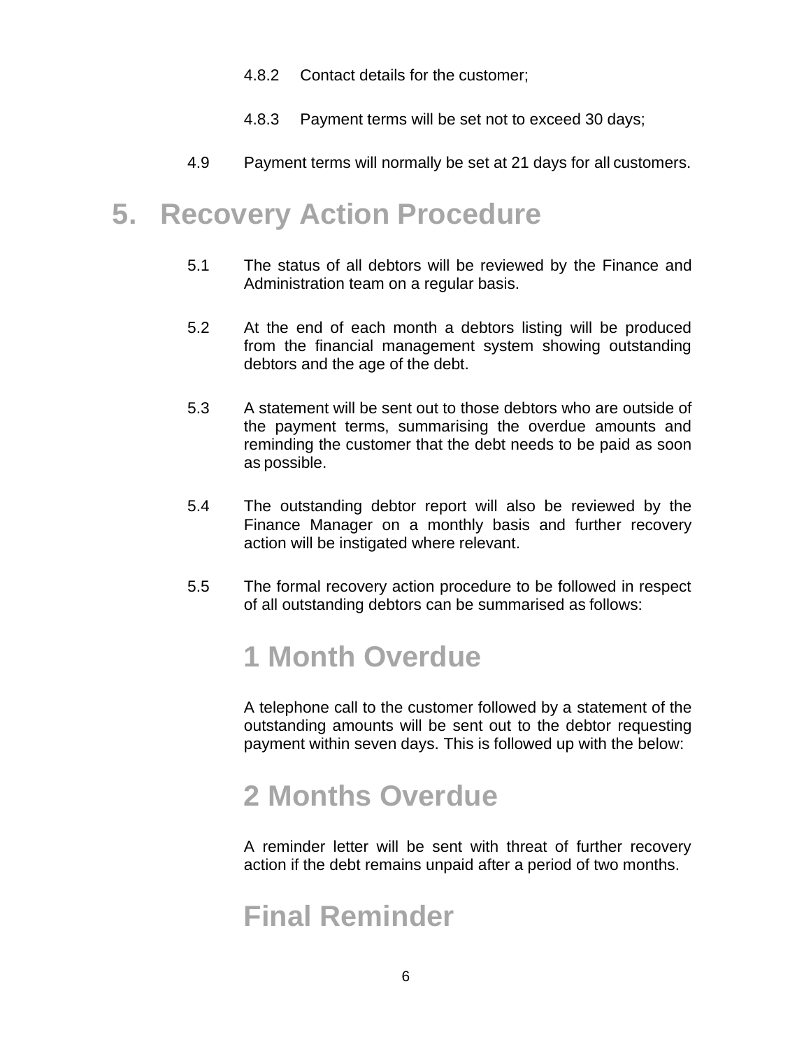4.8.2 Contact details for the customer;

4.8.3 Payment terms will be set not to exceed 30 days;

4.9 Payment terms will normally be set at 21 days for all customers.

# 5. Recovery Action Procedure

5.1 The status of all debtors will be reviewed by the Finance and Administration team on a regular basis.

5.2 At the end of each month a debtors listing will be produced from the financial management system showing outstanding debtors and the age of the debt.

5.3 A statement will be sent out to those debtors who are outside of the payment terms, summarising the overdue amounts and reminding the customer that the debt needs to be paid as soon as possible.

5.4 The outstanding debtor report will also be reviewed by the Finance Manager on a monthly basis and further recovery action will be instigated where relevant.

5.5 The formal recovery action procedure to be followed in respect of all outstanding debtors can be summarised as follows:

## 1 Month Overdue

A telephone call to the customer followed by a statement of the outstanding amounts will be sent out to the debtor requesting payment within seven days. This is followed up with the below:

## 2 Months Overdue

A reminder letter will be sent with threat of further recovery action if the debt remains unpaid after a period of two months.

## Final Reminder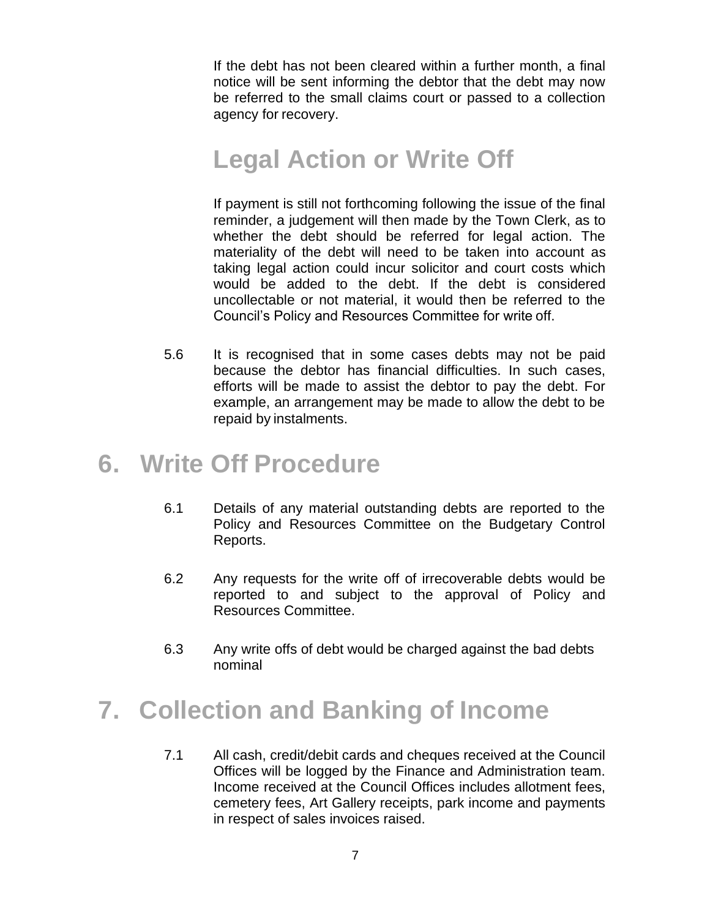If the debt has not been cleared within a further month, a final notice will be sent informing the debtor that the debt may now be referred to the small claims court or passed to a collection agency for recovery.

## Legal Action or Write Off

If payment is still not forthcoming following the issue of the final reminder, a judgement will then made by the Town Clerk, as to whether the debt should be referred for legal action. The materiality of the debt will need to be taken into account as taking legal action could incur solicitor and court costs which would be added to the debt. If the debt is considered uncollectable or not material, it would then be referred to the Council's Policy and Resources Committee for write off.

5.6 It is recognised that in some cases debts may not be paid because the debtor has financial difficulties. In such cases, efforts will be made to assist the debtor to pay the debt. For example, an arrangement may be made to allow the debt to be repaid by instalments.

# 6. Write Off Procedure

6.1 Details of any material outstanding debts are reported to the Policy and Resources Committee on the Budgetary Control Reports.

6.2 Any requests for the write off of irrecoverable debts would be reported to and subject to the approval of Policy and Resources Committee.

6.3 Any write offs of debt would be charged against the bad debts nominal

# 7. Collection and Banking of Income

7.1 All cash, credit/debit cards and cheques received at the Council Offices will be logged by the Finance and Administration team. Income received at the Council Offices includes allotment fees, cemetery fees, Art Gallery receipts, park income and payments in respect of sales invoices raised.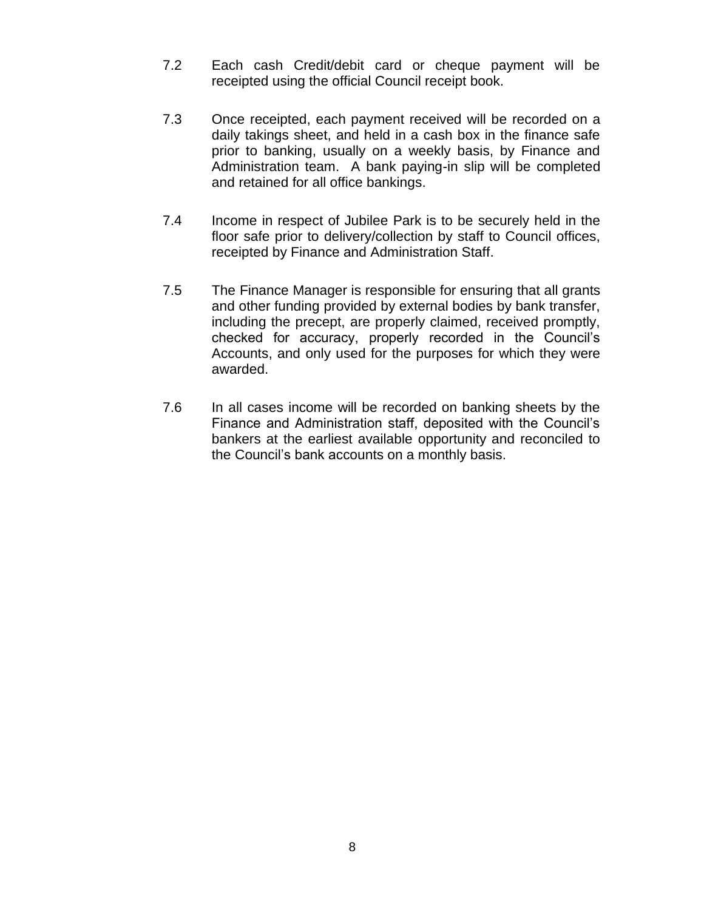7.2 Each cash Credit/debit card or cheque payment will be receipted using the official Council receipt book.

7.3 Once receipted, each payment received will be recorded on a daily takings sheet, and held in a cash box in the finance safe prior to banking, usually on a weekly basis, by Finance and Administration team. A bank paying-in slip will be completed and retained for all office bankings.

7.4 Income in respect of Jubilee Park is to be securely held in the floor safe prior to delivery/collection by staff to Council offices, receipted by Finance and Administration Staff.

7.5 The Finance Manager is responsible for ensuring that all grants and other funding provided by external bodies by bank transfer, including the precept, are properly claimed, received promptly, checked for accuracy, properly recorded in the Council's Accounts, and only used for the purposes for which they were awarded.

7.6 In all cases income will be recorded on banking sheets by the Finance and Administration staff, deposited with the Council's bankers at the earliest available opportunity and reconciled to the Council's bank accounts on a monthly basis.